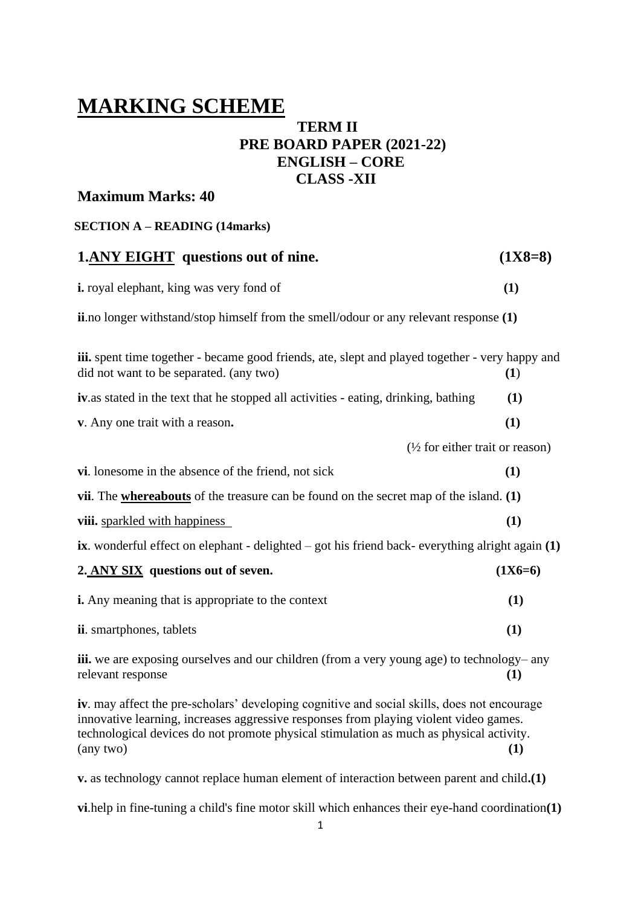# MARKING SCHEME

## TERM II
## PRE BOARD PAPER (2021-22)
## ENGLISH – CORE
## CLASS -XII

### Maximum Marks: 40

**SECTION A – READING (14marks)**

**1. ANY EIGHT questions out of nine.** **(1X8=8)**

**i.** royal elephant, king was very fond of **(1)**

**ii**.no longer withstand/stop himself from the smell/odour or any relevant response **(1)**

**iii.** spent time together - became good friends, ate, slept and played together - very happy and did not want to be separated. (any two) **(1)**

**iv**.as stated in the text that he stopped all activities - eating, drinking, bathing **(1)**

**v**. Any one trait with a reason**.** **(1)**

(½ for either trait or reason)

**vi**. lonesome in the absence of the friend, not sick **(1)**

**vii**. The **whereabouts** of the treasure can be found on the secret map of the island. **(1)**

**viii.** sparkled with happiness **(1)**

**ix**. wonderful effect on elephant - delighted – got his friend back- everything alright again **(1)**

**2. ANY SIX questions out of seven.** **(1X6=6)**

**i.** Any meaning that is appropriate to the context **(1)**

**ii**. smartphones, tablets **(1)**

**iii.** we are exposing ourselves and our children (from a very young age) to technology– any relevant response **(1)**

**iv**. may affect the pre-scholars' developing cognitive and social skills, does not encourage innovative learning, increases aggressive responses from playing violent video games. technological devices do not promote physical stimulation as much as physical activity. (any two) **(1)**

**v.** as technology cannot replace human element of interaction between parent and child**.(1)**

**vi**.help in fine-tuning a child's fine motor skill which enhances their eye-hand coordination**(1)**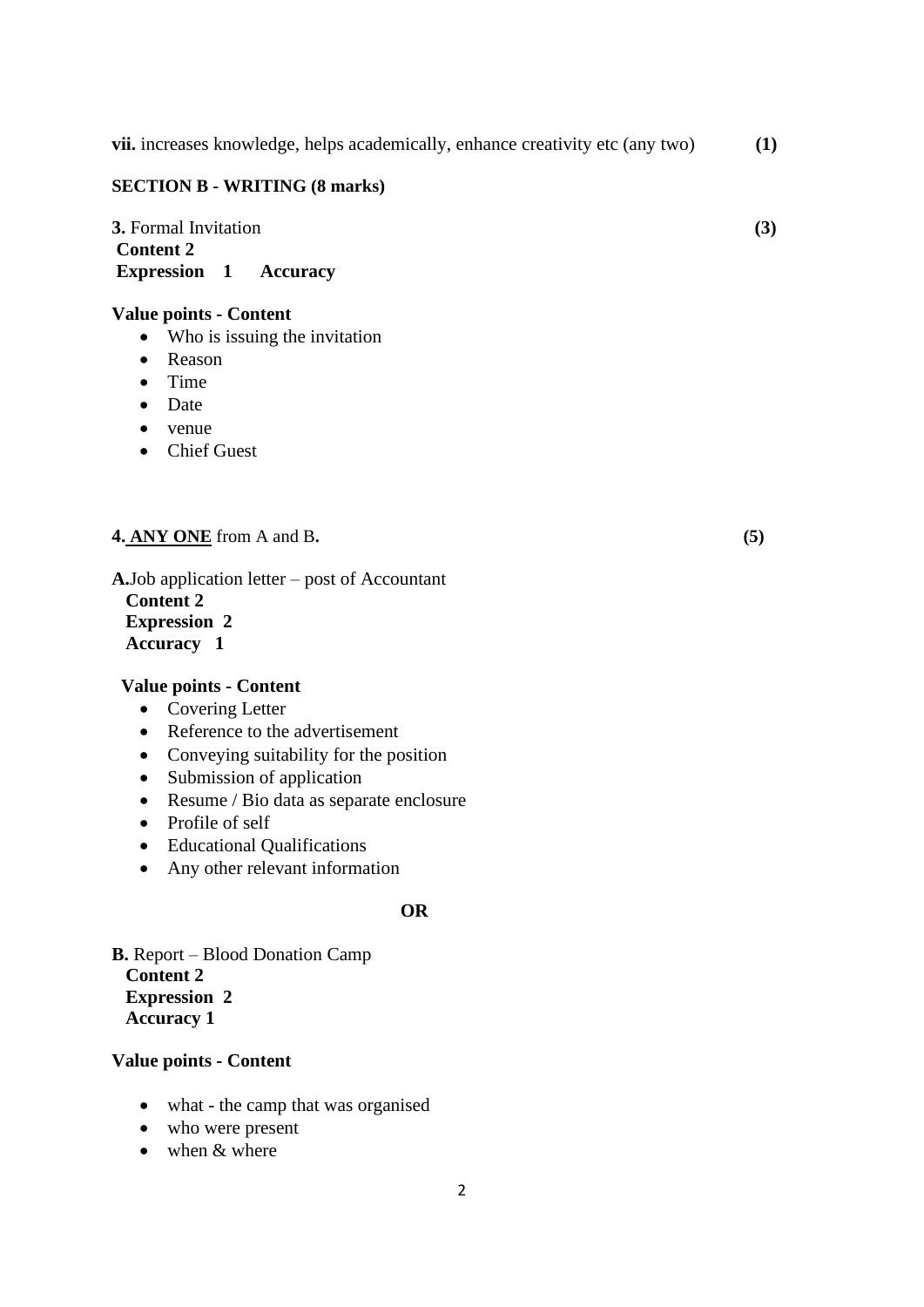**vii.** increases knowledge, helps academically, enhance creativity etc (any two) **(1)**

**SECTION B - WRITING (8 marks)**

**3.** Formal Invitation **(3)**
**Content 2**
**Expression 1 Accuracy**

**Value points - Content**

- Who is issuing the invitation
- Reason
- Time
- Date
- venue
- Chief Guest

**4. <u>ANY ONE</u>** from A and B**.** **(5)**

**A.**Job application letter – post of Accountant
**Content 2**
**Expression 2**
**Accuracy 1**

**Value points - Content**

- Covering Letter
- Reference to the advertisement
- Conveying suitability for the position
- Submission of application
- Resume / Bio data as separate enclosure
- Profile of self
- Educational Qualifications
- Any other relevant information

**OR**

**B.** Report – Blood Donation Camp
**Content 2**
**Expression 2**
**Accuracy 1**

**Value points - Content**

- what - the camp that was organised
- who were present
- when & where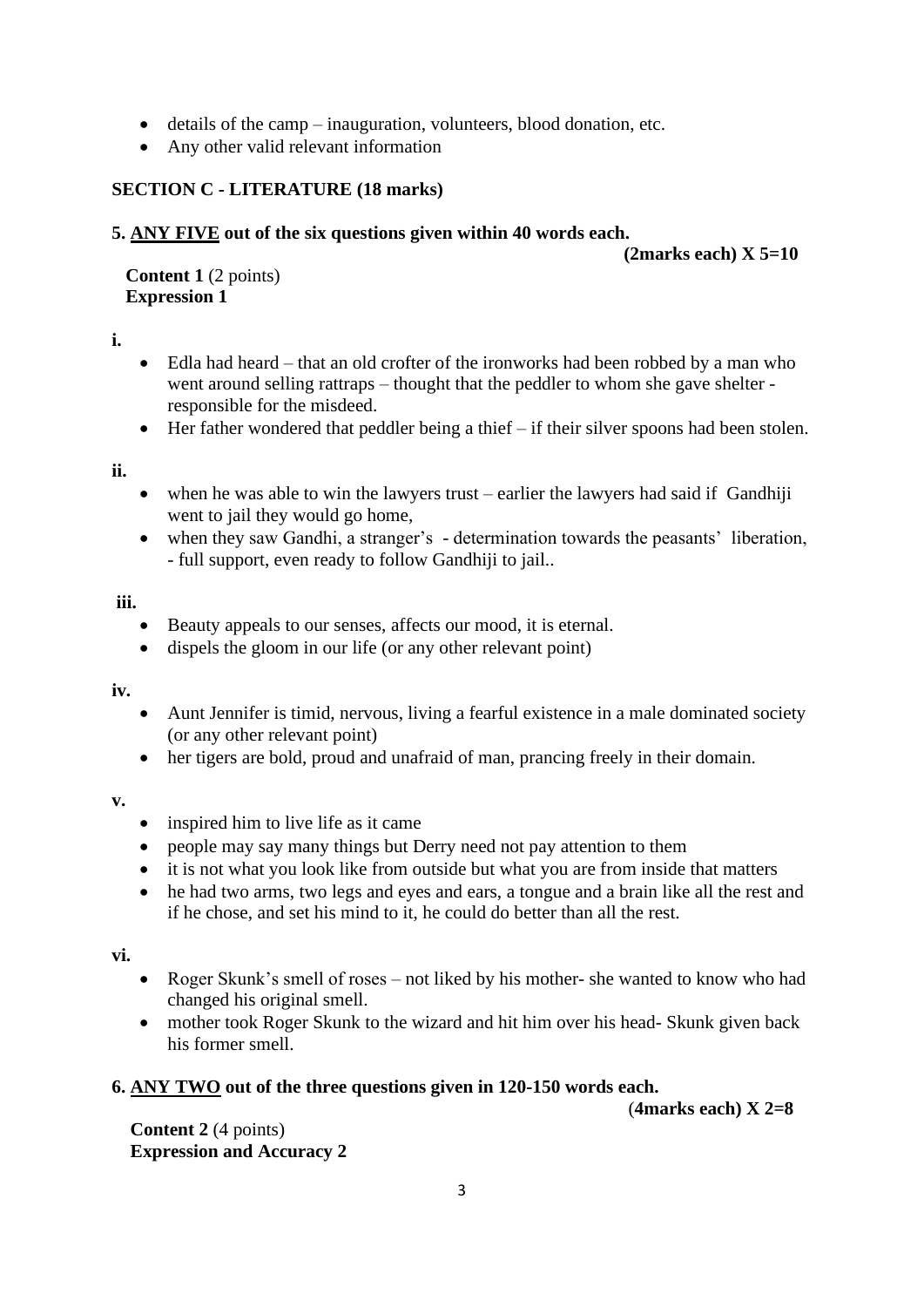- details of the camp – inauguration, volunteers, blood donation, etc.
- Any other valid relevant information

## SECTION C - LITERATURE (18 marks)

**5. ANY FIVE out of the six questions given within 40 words each.**

**(2marks each) X 5=10**

**Content 1** (2 points)
**Expression 1**

**i.**

- Edla had heard – that an old crofter of the ironworks had been robbed by a man who went around selling rattraps – thought that the peddler to whom she gave shelter - responsible for the misdeed.
- Her father wondered that peddler being a thief – if their silver spoons had been stolen.

**ii.**

- when he was able to win the lawyers trust – earlier the lawyers had said if Gandhiji went to jail they would go home,
- when they saw Gandhi, a stranger's - determination towards the peasants' liberation, - full support, even ready to follow Gandhiji to jail..

**iii.**

- Beauty appeals to our senses, affects our mood, it is eternal.
- dispels the gloom in our life (or any other relevant point)

**iv.**

- Aunt Jennifer is timid, nervous, living a fearful existence in a male dominated society (or any other relevant point)
- her tigers are bold, proud and unafraid of man, prancing freely in their domain.

**v.**

- inspired him to live life as it came
- people may say many things but Derry need not pay attention to them
- it is not what you look like from outside but what you are from inside that matters
- he had two arms, two legs and eyes and ears, a tongue and a brain like all the rest and if he chose, and set his mind to it, he could do better than all the rest.

**vi.**

- Roger Skunk's smell of roses – not liked by his mother- she wanted to know who had changed his original smell.
- mother took Roger Skunk to the wizard and hit him over his head- Skunk given back his former smell.

**6. ANY TWO out of the three questions given in 120-150 words each.**

(**4marks each) X 2=8**

**Content 2** (4 points)
**Expression and Accuracy 2**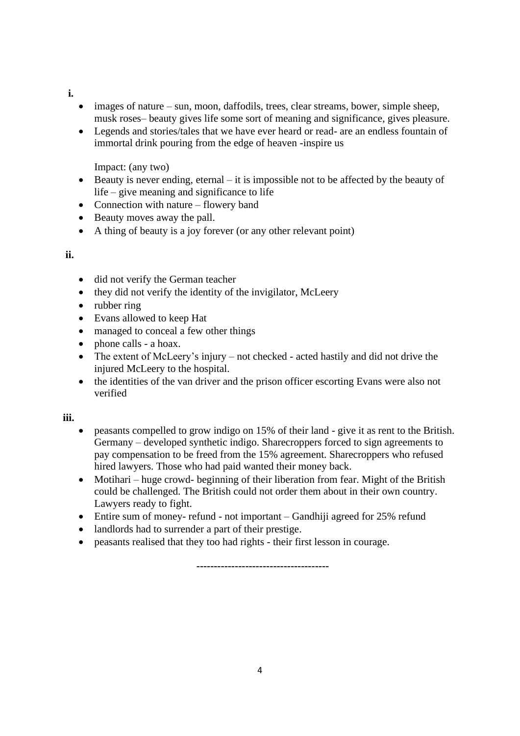**i.**

- images of nature – sun, moon, daffodils, trees, clear streams, bower, simple sheep, musk roses– beauty gives life some sort of meaning and significance, gives pleasure.
- Legends and stories/tales that we have ever heard or read- are an endless fountain of immortal drink pouring from the edge of heaven -inspire us

  Impact: (any two)

- Beauty is never ending, eternal – it is impossible not to be affected by the beauty of life – give meaning and significance to life
- Connection with nature – flowery band
- Beauty moves away the pall.
- A thing of beauty is a joy forever (or any other relevant point)

**ii.**

- did not verify the German teacher
- they did not verify the identity of the invigilator, McLeery
- rubber ring
- Evans allowed to keep Hat
- managed to conceal a few other things
- phone calls - a hoax.
- The extent of McLeery's injury – not checked - acted hastily and did not drive the injured McLeery to the hospital.
- the identities of the van driver and the prison officer escorting Evans were also not verified

**iii.**

- peasants compelled to grow indigo on 15% of their land - give it as rent to the British. Germany – developed synthetic indigo. Sharecroppers forced to sign agreements to pay compensation to be freed from the 15% agreement. Sharecroppers who refused hired lawyers. Those who had paid wanted their money back.
- Motihari – huge crowd- beginning of their liberation from fear. Might of the British could be challenged. The British could not order them about in their own country. Lawyers ready to fight.
- Entire sum of money- refund - not important – Gandhiji agreed for 25% refund
- landlords had to surrender a part of their prestige.
- peasants realised that they too had rights - their first lesson in courage.

-------------------------------------